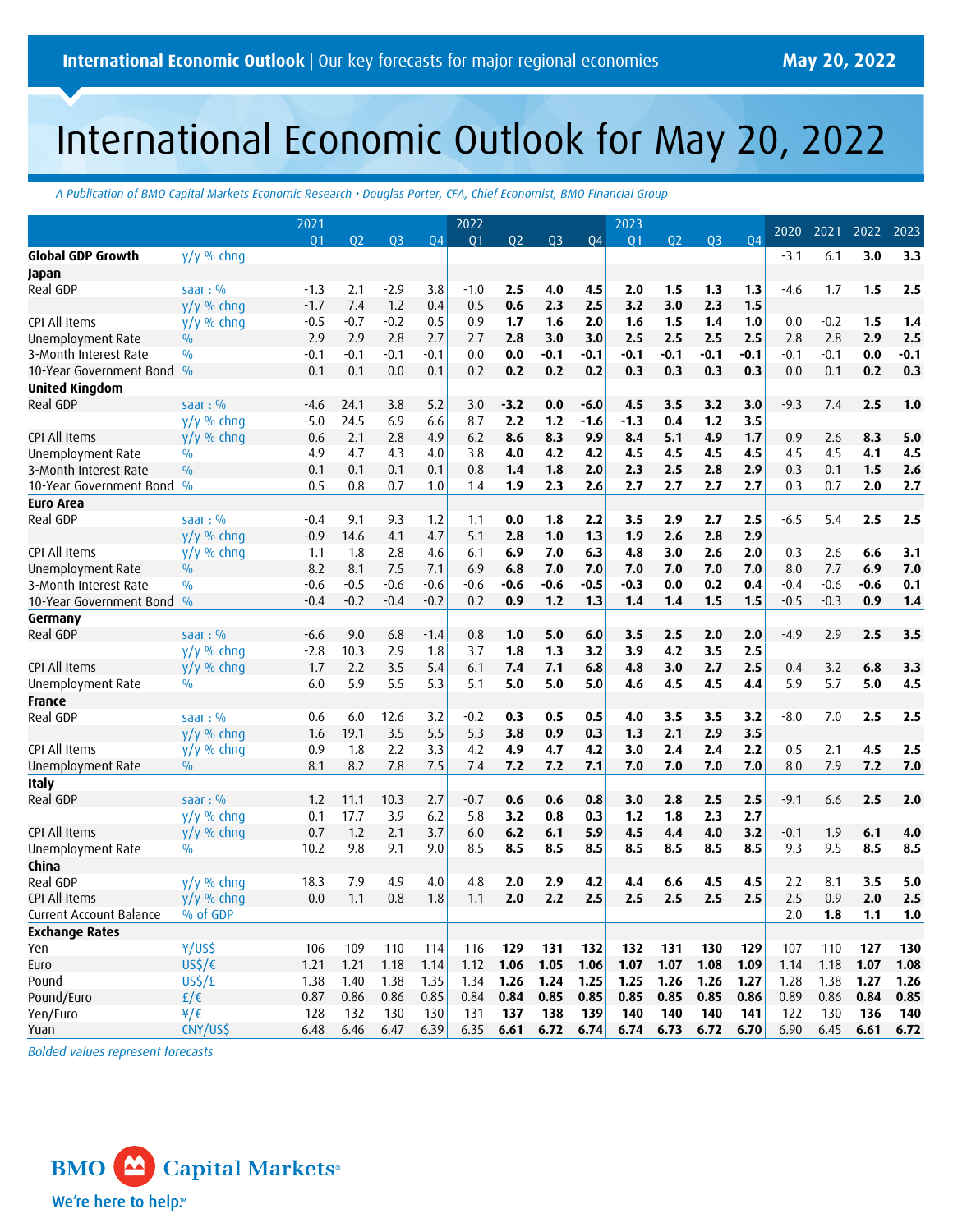**International Economic Outlook** | Our key forecasts for major regional economies — **May 20, 2022**

# International Economic Outlook for May 20, 2022

*A Publication of BMO Capital Markets Economic Research • Douglas Porter, CFA, Chief Economist, BMO Financial Group*

| | | 2021 Q1 | Q2 | Q3 | Q4 | 2022 Q1 | Q2 | Q3 | Q4 | 2023 Q1 | Q2 | Q3 | Q4 | 2020 | 2021 | 2022 | 2023 |
|---|---|---|---|---|---|---|---|---|---|---|---|---|---|---|---|---|---|
| **Global GDP Growth** | y/y % chng | | | | | | | | | | | | | -3.1 | 6.1 | **3.0** | **3.3** |
| **Japan** | | | | | | | | | | | | | | | | | |
| Real GDP | saar : % | -1.3 | 2.1 | -2.9 | 3.8 | -1.0 | **2.5** | **4.0** | **4.5** | **2.0** | **1.5** | **1.3** | **1.3** | -4.6 | 1.7 | **1.5** | **2.5** |
| | y/y % chng | -1.7 | 7.4 | 1.2 | 0.4 | 0.5 | **0.6** | **2.3** | **2.5** | **3.2** | **3.0** | **2.3** | **1.5** | | | | |
| CPI All Items | y/y % chng | -0.5 | -0.7 | -0.2 | 0.5 | 0.9 | **1.7** | **1.6** | **2.0** | **1.6** | **1.5** | **1.4** | **1.0** | 0.0 | -0.2 | **1.5** | **1.4** |
| Unemployment Rate | % | 2.9 | 2.9 | 2.8 | 2.7 | 2.7 | **2.8** | **3.0** | **3.0** | **2.5** | **2.5** | **2.5** | **2.5** | 2.8 | 2.8 | **2.9** | **2.5** |
| 3-Month Interest Rate | % | -0.1 | -0.1 | -0.1 | -0.1 | 0.0 | **0.0** | **-0.1** | **-0.1** | **-0.1** | **-0.1** | **-0.1** | **-0.1** | -0.1 | -0.1 | **0.0** | **-0.1** |
| 10-Year Government Bond | % | 0.1 | 0.1 | 0.0 | 0.1 | 0.2 | **0.2** | **0.2** | **0.2** | **0.3** | **0.3** | **0.3** | **0.3** | 0.0 | 0.1 | **0.2** | **0.3** |
| **United Kingdom** | | | | | | | | | | | | | | | | | |
| Real GDP | saar : % | -4.6 | 24.1 | 3.8 | 5.2 | 3.0 | **-3.2** | **0.0** | **-6.0** | **4.5** | **3.5** | **3.2** | **3.0** | -9.3 | 7.4 | **2.5** | **1.0** |
| | y/y % chng | -5.0 | 24.5 | 6.9 | 6.6 | 8.7 | **2.2** | **1.2** | **-1.6** | **-1.3** | **0.4** | **1.2** | **3.5** | | | | |
| CPI All Items | y/y % chng | 0.6 | 2.1 | 2.8 | 4.9 | 6.2 | **8.6** | **8.3** | **9.9** | **8.4** | **5.1** | **4.9** | **1.7** | 0.9 | 2.6 | **8.3** | **5.0** |
| Unemployment Rate | % | 4.9 | 4.7 | 4.3 | 4.0 | 3.8 | **4.0** | **4.2** | **4.2** | **4.5** | **4.5** | **4.5** | **4.5** | 4.5 | 4.5 | **4.1** | **4.5** |
| 3-Month Interest Rate | % | 0.1 | 0.1 | 0.1 | 0.1 | 0.8 | **1.4** | **1.8** | **2.0** | **2.3** | **2.5** | **2.8** | **2.9** | 0.3 | 0.1 | **1.5** | **2.6** |
| 10-Year Government Bond | % | 0.5 | 0.8 | 0.7 | 1.0 | 1.4 | **1.9** | **2.3** | **2.6** | **2.7** | **2.7** | **2.7** | **2.7** | 0.3 | 0.7 | **2.0** | **2.7** |
| **Euro Area** | | | | | | | | | | | | | | | | | |
| Real GDP | saar : % | -0.4 | 9.1 | 9.3 | 1.2 | 1.1 | **0.0** | **1.8** | **2.2** | **3.5** | **2.9** | **2.7** | **2.5** | -6.5 | 5.4 | **2.5** | **2.5** |
| | y/y % chng | -0.9 | 14.6 | 4.1 | 4.7 | 5.1 | **2.8** | **1.0** | **1.3** | **1.9** | **2.6** | **2.8** | **2.9** | | | | |
| CPI All Items | y/y % chng | 1.1 | 1.8 | 2.8 | 4.6 | 6.1 | **6.9** | **7.0** | **6.3** | **4.8** | **3.0** | **2.6** | **2.0** | 0.3 | 2.6 | **6.6** | **3.1** |
| Unemployment Rate | % | 8.2 | 8.1 | 7.5 | 7.1 | 6.9 | **6.8** | **7.0** | **7.0** | **7.0** | **7.0** | **7.0** | **7.0** | 8.0 | 7.7 | **6.9** | **7.0** |
| 3-Month Interest Rate | % | -0.6 | -0.5 | -0.6 | -0.6 | -0.6 | **-0.6** | **-0.6** | **-0.5** | **-0.3** | **0.0** | **0.2** | **0.4** | -0.4 | -0.6 | **-0.6** | **0.1** |
| 10-Year Government Bond | % | -0.4 | -0.2 | -0.4 | -0.2 | 0.2 | **0.9** | **1.2** | **1.3** | **1.4** | **1.4** | **1.5** | **1.5** | -0.5 | -0.3 | **0.9** | **1.4** |
| **Germany** | | | | | | | | | | | | | | | | | |
| Real GDP | saar : % | -6.6 | 9.0 | 6.8 | -1.4 | 0.8 | **1.0** | **5.0** | **6.0** | **3.5** | **2.5** | **2.0** | **2.0** | -4.9 | 2.9 | **2.5** | **3.5** |
| | y/y % chng | -2.8 | 10.3 | 2.9 | 1.8 | 3.7 | **1.8** | **1.3** | **3.2** | **3.9** | **4.2** | **3.5** | **2.5** | | | | |
| CPI All Items | y/y % chng | 1.7 | 2.2 | 3.5 | 5.4 | 6.1 | **7.4** | **7.1** | **6.8** | **4.8** | **3.0** | **2.7** | **2.5** | 0.4 | 3.2 | **6.8** | **3.3** |
| Unemployment Rate | % | 6.0 | 5.9 | 5.5 | 5.3 | 5.1 | **5.0** | **5.0** | **5.0** | **4.6** | **4.5** | **4.5** | **4.4** | 5.9 | 5.7 | **5.0** | **4.5** |
| **France** | | | | | | | | | | | | | | | | | |
| Real GDP | saar : % | 0.6 | 6.0 | 12.6 | 3.2 | -0.2 | **0.3** | **0.5** | **0.5** | **4.0** | **3.5** | **3.5** | **3.2** | -8.0 | 7.0 | **2.5** | **2.5** |
| | y/y % chng | 1.6 | 19.1 | 3.5 | 5.5 | 5.3 | **3.8** | **0.9** | **0.3** | **1.3** | **2.1** | **2.9** | **3.5** | | | | |
| CPI All Items | y/y % chng | 0.9 | 1.8 | 2.2 | 3.3 | 4.2 | **4.9** | **4.7** | **4.2** | **3.0** | **2.4** | **2.4** | **2.2** | 0.5 | 2.1 | **4.5** | **2.5** |
| Unemployment Rate | % | 8.1 | 8.2 | 7.8 | 7.5 | 7.4 | **7.2** | **7.2** | **7.1** | **7.0** | **7.0** | **7.0** | **7.0** | 8.0 | 7.9 | **7.2** | **7.0** |
| **Italy** | | | | | | | | | | | | | | | | | |
| Real GDP | saar : % | 1.2 | 11.1 | 10.3 | 2.7 | -0.7 | **0.6** | **0.6** | **0.8** | **3.0** | **2.8** | **2.5** | **2.5** | -9.1 | 6.6 | **2.5** | **2.0** |
| | y/y % chng | 0.1 | 17.7 | 3.9 | 6.2 | 5.8 | **3.2** | **0.8** | **0.3** | **1.2** | **1.8** | **2.3** | **2.7** | | | | |
| CPI All Items | y/y % chng | 0.7 | 1.2 | 2.1 | 3.7 | 6.0 | **6.2** | **6.1** | **5.9** | **4.5** | **4.4** | **4.0** | **3.2** | -0.1 | 1.9 | **6.1** | **4.0** |
| Unemployment Rate | % | 10.2 | 9.8 | 9.1 | 9.0 | 8.5 | **8.5** | **8.5** | **8.5** | **8.5** | **8.5** | **8.5** | **8.5** | 9.3 | 9.5 | **8.5** | **8.5** |
| **China** | | | | | | | | | | | | | | | | | |
| Real GDP | y/y % chng | 18.3 | 7.9 | 4.9 | 4.0 | 4.8 | **2.0** | **2.9** | **4.2** | **4.4** | **6.6** | **4.5** | **4.5** | 2.2 | 8.1 | **3.5** | **5.0** |
| CPI All Items | y/y % chng | 0.0 | 1.1 | 0.8 | 1.8 | 1.1 | **2.0** | **2.2** | **2.5** | **2.5** | **2.5** | **2.5** | **2.5** | 2.5 | 0.9 | **2.0** | **2.5** |
| Current Account Balance | % of GDP | | | | | | | | | | | | | 2.0 | **1.8** | **1.1** | **1.0** |
| **Exchange Rates** | | | | | | | | | | | | | | | | | |
| Yen | ¥/US$ | 106 | 109 | 110 | 114 | 116 | **129** | **131** | **132** | **132** | **131** | **130** | **129** | 107 | 110 | **127** | **130** |
| Euro | US$/€ | 1.21 | 1.21 | 1.18 | 1.14 | 1.12 | **1.06** | **1.05** | **1.06** | **1.07** | **1.07** | **1.08** | **1.09** | 1.14 | 1.18 | **1.07** | **1.08** |
| Pound | US$/£ | 1.38 | 1.40 | 1.38 | 1.35 | 1.34 | **1.26** | **1.24** | **1.25** | **1.25** | **1.26** | **1.26** | **1.27** | 1.28 | 1.38 | **1.27** | **1.26** |
| Pound/Euro | £/€ | 0.87 | 0.86 | 0.86 | 0.85 | 0.84 | **0.84** | **0.85** | **0.85** | **0.85** | **0.85** | **0.85** | **0.86** | 0.89 | 0.86 | **0.84** | **0.85** |
| Yen/Euro | ¥/€ | 128 | 132 | 130 | 130 | 131 | **137** | **138** | **139** | **140** | **140** | **140** | **141** | 122 | 130 | **136** | **140** |
| Yuan | CNY/US$ | 6.48 | 6.46 | 6.47 | 6.39 | 6.35 | **6.61** | **6.72** | **6.74** | **6.74** | **6.73** | **6.72** | **6.70** | 6.90 | 6.45 | **6.61** | **6.72** |

*Bolded values represent forecasts*

BMO Capital Markets — We're here to help.™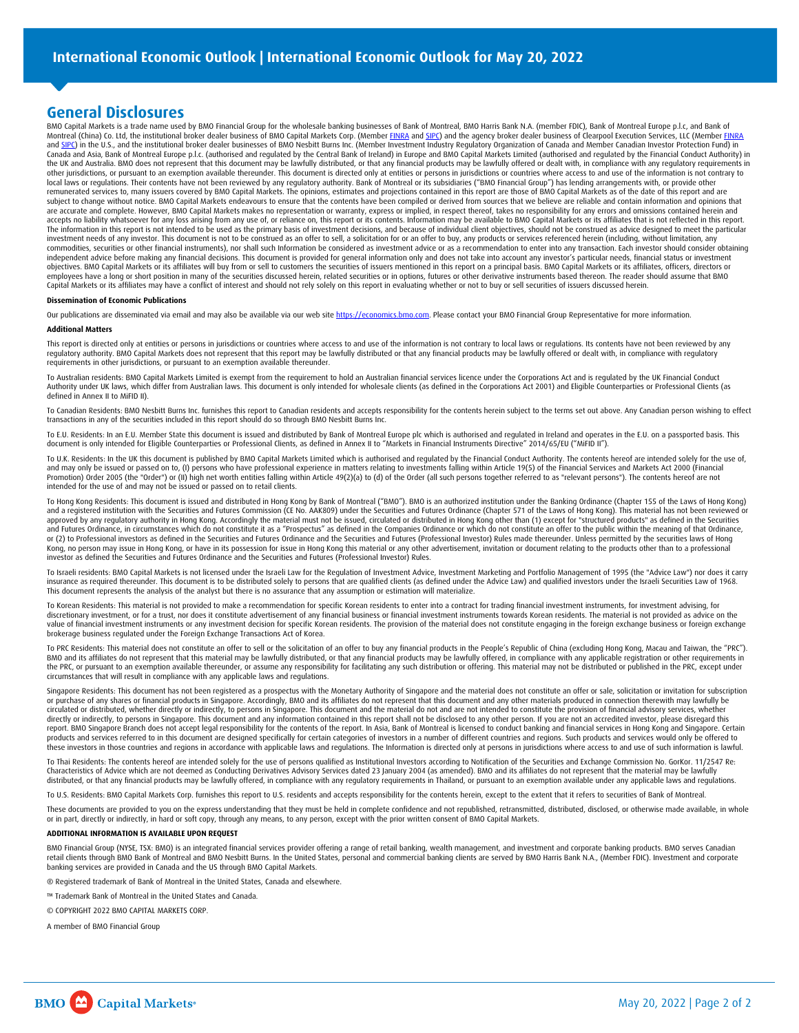## General Disclosures

BMO Capital Markets is a trade name used by BMO Financial Group for the wholesale banking businesses of Bank of Montreal, BMO Harris Bank N.A. (member FDIC), Bank of Montreal Europe p.l.c, and Bank of Montreal (China) Co. Ltd, the institutional broker dealer business of BMO Capital Markets Corp. (Member FINRA and SIPC) and the agency broker dealer business of Clearpool Execution Services, LLC (Member FINRA and SIPC) in the U.S., and the institutional broker dealer businesses of BMO Nesbitt Burns Inc. (Member Investment Industry Regulatory Organization of Canada and Member Canadian Investor Protection Fund) in Canada and Asia, Bank of Montreal Europe p.l.c. (authorised and regulated by the Central Bank of Ireland) in Europe and BMO Capital Markets Limited (authorised and regulated by the Financial Conduct Authority) in the UK and Australia. BMO does not represent that this document may be lawfully distributed, or that any financial products may be lawfully offered or dealt with, in compliance with any regulatory requirements in other jurisdictions, or pursuant to an exemption available thereunder. This document is directed only at entities or persons in jurisdictions or countries where access to and use of the information is not contrary to local laws or regulations. Their contents have not been reviewed by any regulatory authority. Bank of Montreal or its subsidiaries ("BMO Financial Group") has lending arrangements with, or provide other remunerated services to, many issuers covered by BMO Capital Markets. The opinions, estimates and projections contained in this report are those of BMO Capital Markets as of the date of this report and are subject to change without notice. BMO Capital Markets endeavours to ensure that the contents have been compiled or derived from sources that we believe are reliable and contain information and opinions that are accurate and complete. However, BMO Capital Markets makes no representation or warranty, express or implied, in respect thereof, takes no responsibility for any errors and omissions contained herein and accepts no liability whatsoever for any loss arising from any use of, or reliance on, this report or its contents. Information may be available to BMO Capital Markets or its affiliates that is not reflected in this report. The information in this report is not intended to be used as the primary basis of investment decisions, and because of individual client objectives, should not be construed as advice designed to meet the particular investment needs of any investor. This document is not to be construed as an offer to sell, a solicitation for or an offer to buy, any products or services referenced herein (including, without limitation, any commodities, securities or other financial instruments), nor shall such Information be considered as investment advice or as a recommendation to enter into any transaction. Each investor should consider obtaining independent advice before making any financial decisions. This document is provided for general information only and does not take into account any investor's particular needs, financial status or investment objectives. BMO Capital Markets or its affiliates will buy from or sell to customers the securities of issuers mentioned in this report on a principal basis. BMO Capital Markets or its affiliates, officers, directors or employees have a long or short position in many of the securities discussed herein, related securities or in options, futures or other derivative instruments based thereon. The reader should assume that BMO Capital Markets or its affiliates may have a conflict of interest and should not rely solely on this report in evaluating whether or not to buy or sell securities of issuers discussed herein.

**Dissemination of Economic Publications**

Our publications are disseminated via email and may also be available via our web site https://economics.bmo.com. Please contact your BMO Financial Group Representative for more information.

**Additional Matters**

This report is directed only at entities or persons in jurisdictions or countries where access to and use of the information is not contrary to local laws or regulations. Its contents have not been reviewed by any regulatory authority. BMO Capital Markets does not represent that this report may be lawfully distributed or that any financial products may be lawfully offered or dealt with, in compliance with regulatory requirements in other jurisdictions, or pursuant to an exemption available thereunder.

To Australian residents: BMO Capital Markets Limited is exempt from the requirement to hold an Australian financial services licence under the Corporations Act and is regulated by the UK Financial Conduct Authority under UK laws, which differ from Australian laws. This document is only intended for wholesale clients (as defined in the Corporations Act 2001) and Eligible Counterparties or Professional Clients (as defined in Annex II to MiFID II).

To Canadian Residents: BMO Nesbitt Burns Inc. furnishes this report to Canadian residents and accepts responsibility for the contents herein subject to the terms set out above. Any Canadian person wishing to effect transactions in any of the securities included in this report should do so through BMO Nesbitt Burns Inc.

To E.U. Residents: In an E.U. Member State this document is issued and distributed by Bank of Montreal Europe plc which is authorised and regulated in Ireland and operates in the E.U. on a passported basis. This document is only intended for Eligible Counterparties or Professional Clients, as defined in Annex II to "Markets in Financial Instruments Directive" 2014/65/EU ("MiFID II").

To U.K. Residents: In the UK this document is published by BMO Capital Markets Limited which is authorised and regulated by the Financial Conduct Authority. The contents hereof are intended solely for the use of, and may only be issued or passed on to, (I) persons who have professional experience in matters relating to investments falling within Article 19(5) of the Financial Services and Markets Act 2000 (Financial Promotion) Order 2005 (the "Order") or (II) high net worth entities falling within Article 49(2)(a) to (d) of the Order (all such persons together referred to as "relevant persons"). The contents hereof are not intended for the use of and may not be issued or passed on to retail clients.

To Hong Kong Residents: This document is issued and distributed in Hong Kong by Bank of Montreal ("BMO"). BMO is an authorized institution under the Banking Ordinance (Chapter 155 of the Laws of Hong Kong) and a registered institution with the Securities and Futures Commission (CE No. AAK809) under the Securities and Futures Ordinance (Chapter 571 of the Laws of Hong Kong). This material has not been reviewed or approved by any regulatory authority in Hong Kong. Accordingly the material must not be issued, circulated or distributed in Hong Kong other than (1) except for "structured products" as defined in the Securities and Futures Ordinance, in circumstances which do not constitute it as a "Prospectus" as defined in the Companies Ordinance or which do not constitute an offer to the public within the meaning of that Ordinance, or (2) to Professional investors as defined in the Securities and Futures Ordinance and the Securities and Futures (Professional Investor) Rules made thereunder. Unless permitted by the securities laws of Hong Kong, no person may issue in Hong Kong, or have in its possession for issue in Hong Kong this material or any other advertisement, invitation or document relating to the products other than to a professional investor as defined the Securities and Futures Ordinance and the Securities and Futures (Professional Investor) Rules.

To Israeli residents: BMO Capital Markets is not licensed under the Israeli Law for the Regulation of Investment Advice, Investment Marketing and Portfolio Management of 1995 (the "Advice Law") nor does it carry insurance as required thereunder. This document is to be distributed solely to persons that are qualified clients (as defined under the Advice Law) and qualified investors under the Israeli Securities Law of 1968. This document represents the analysis of the analyst but there is no assurance that any assumption or estimation will materialize.

To Korean Residents: This material is not provided to make a recommendation for specific Korean residents to enter into a contract for trading financial investment instruments, for investment advising, for discretionary investment, or for a trust, nor does it constitute advertisement of any financial business or financial investment instruments towards Korean residents. The material is not provided as advice on the value of financial investment instruments or any investment decision for specific Korean residents. The provision of the material does not constitute engaging in the foreign exchange business or foreign exchange brokerage business regulated under the Foreign Exchange Transactions Act of Korea.

To PRC Residents: This material does not constitute an offer to sell or the solicitation of an offer to buy any financial products in the People's Republic of China (excluding Hong Kong, Macau and Taiwan, the "PRC"). BMO and its affiliates do not represent that this material may be lawfully distributed, or that any financial products may be lawfully offered, in compliance with any applicable registration or other requirements in the PRC, or pursuant to an exemption available thereunder, or assume any responsibility for facilitating any such distribution or offering. This material may not be distributed or published in the PRC, except under circumstances that will result in compliance with any applicable laws and regulations.

Singapore Residents: This document has not been registered as a prospectus with the Monetary Authority of Singapore and the material does not constitute an offer or sale, solicitation or invitation for subscription or purchase of any shares or financial products in Singapore. Accordingly, BMO and its affiliates do not represent that this document and any other materials produced in connection therewith may lawfully be circulated or distributed, whether directly or indirectly, to persons in Singapore. This document and the material do not and are not intended to constitute the provision of financial advisory services, whether directly or indirectly, to persons in Singapore. This document and any information contained in this report shall not be disclosed to any other person. If you are not an accredited investor, please disregard this report. BMO Singapore Branch does not accept legal responsibility for the contents of the report. In Asia, Bank of Montreal is licensed to conduct banking and financial services in Hong Kong and Singapore. Certain products and services referred to in this document are designed specifically for certain categories of investors in a number of different countries and regions. Such products and services would only be offered to these investors in those countries and regions in accordance with applicable laws and regulations. The Information is directed only at persons in jurisdictions where access to and use of such information is lawful.

To Thai Residents: The contents hereof are intended solely for the use of persons qualified as Institutional Investors according to Notification of the Securities and Exchange Commission No. GorKor. 11/2547 Re: Characteristics of Advice which are not deemed as Conducting Derivatives Advisory Services dated 23 January 2004 (as amended). BMO and its affiliates do not represent that the material may be lawfully distributed, or that any financial products may be lawfully offered, in compliance with any regulatory requirements in Thailand, or pursuant to an exemption available under any applicable laws and regulations.

To U.S. Residents: BMO Capital Markets Corp. furnishes this report to U.S. residents and accepts responsibility for the contents herein, except to the extent that it refers to securities of Bank of Montreal.

These documents are provided to you on the express understanding that they must be held in complete confidence and not republished, retransmitted, distributed, disclosed, or otherwise made available, in whole or in part, directly or indirectly, in hard or soft copy, through any means, to any person, except with the prior written consent of BMO Capital Markets.

**ADDITIONAL INFORMATION IS AVAILABLE UPON REQUEST**

BMO Financial Group (NYSE, TSX: BMO) is an integrated financial services provider offering a range of retail banking, wealth management, and investment and corporate banking products. BMO serves Canadian retail clients through BMO Bank of Montreal and BMO Nesbitt Burns. In the United States, personal and commercial banking clients are served by BMO Harris Bank N.A., (Member FDIC). Investment and corporate banking services are provided in Canada and the US through BMO Capital Markets.

® Registered trademark of Bank of Montreal in the United States, Canada and elsewhere.

™ Trademark Bank of Montreal in the United States and Canada.

© COPYRIGHT 2022 BMO CAPITAL MARKETS CORP.

A member of BMO Financial Group